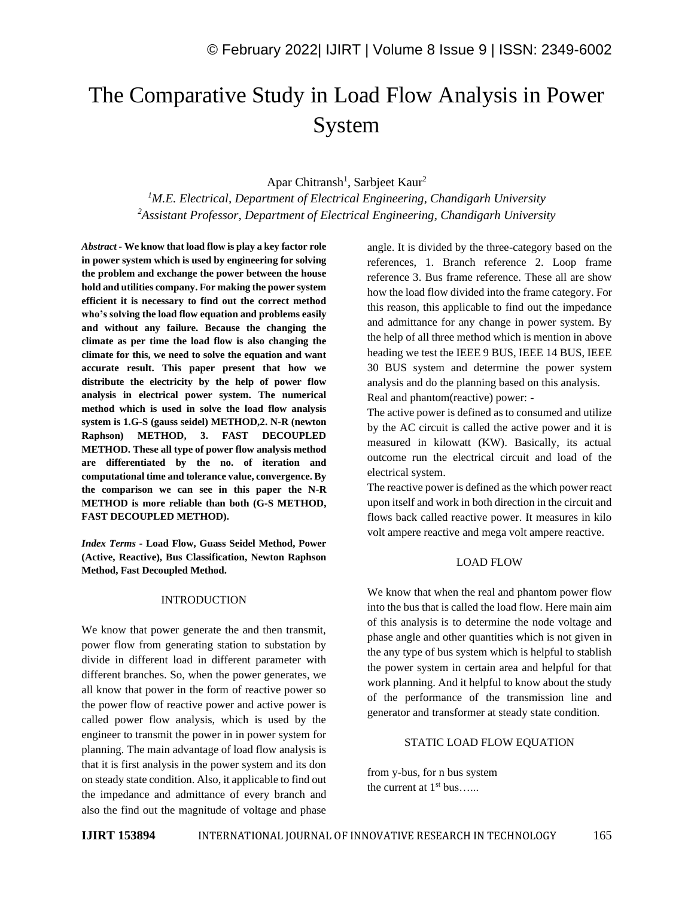# The Comparative Study in Load Flow Analysis in Power System

Apar Chitransh[1], Sarbjeet Kaur[2]

[1]*M.E. Electrical, Department of Electrical Engineering, Chandigarh University*

[2]*Assistant Professor, Department of Electrical Engineering, Chandigarh University*

***Abstract* - We know that load flow is play a key factor role in power system which is used by engineering for solving the problem and exchange the power between the house hold and utilities company. For making the power system efficient it is necessary to find out the correct method who's solving the load flow equation and problems easily and without any failure. Because the changing the climate as per time the load flow is also changing the climate for this, we need to solve the equation and want accurate result. This paper present that how we distribute the electricity by the help of power flow analysis in electrical power system. The numerical method which is used in solve the load flow analysis system is 1.G-S (gauss seidel) METHOD,2. N-R (newton Raphson) METHOD, 3. FAST DECOUPLED METHOD. These all type of power flow analysis method are differentiated by the no. of iteration and computational time and tolerance value, convergence. By the comparison we can see in this paper the N-R METHOD is more reliable than both (G-S METHOD, FAST DECOUPLED METHOD).**

***Index Terms* - Load Flow, Guass Seidel Method, Power (Active, Reactive), Bus Classification, Newton Raphson Method, Fast Decoupled Method.**

## INTRODUCTION

We know that power generate the and then transmit, power flow from generating station to substation by divide in different load in different parameter with different branches. So, when the power generates, we all know that power in the form of reactive power so the power flow of reactive power and active power is called power flow analysis, which is used by the engineer to transmit the power in in power system for planning. The main advantage of load flow analysis is that it is first analysis in the power system and its don on steady state condition. Also, it applicable to find out the impedance and admittance of every branch and also the find out the magnitude of voltage and phase angle. It is divided by the three-category based on the references, 1. Branch reference 2. Loop frame reference 3. Bus frame reference. These all are show how the load flow divided into the frame category. For this reason, this applicable to find out the impedance and admittance for any change in power system. By the help of all three method which is mention in above heading we test the IEEE 9 BUS, IEEE 14 BUS, IEEE 30 BUS system and determine the power system analysis and do the planning based on this analysis.

Real and phantom(reactive) power: -

The active power is defined as to consumed and utilize by the AC circuit is called the active power and it is measured in kilowatt (KW). Basically, its actual outcome run the electrical circuit and load of the electrical system.

The reactive power is defined as the which power react upon itself and work in both direction in the circuit and flows back called reactive power. It measures in kilo volt ampere reactive and mega volt ampere reactive.

## LOAD FLOW

We know that when the real and phantom power flow into the bus that is called the load flow. Here main aim of this analysis is to determine the node voltage and phase angle and other quantities which is not given in the any type of bus system which is helpful to stablish the power system in certain area and helpful for that work planning. And it helpful to know about the study of the performance of the transmission line and generator and transformer at steady state condition.

## STATIC LOAD FLOW EQUATION

from y-bus, for n bus system

the current at 1$^{st}$ bus…...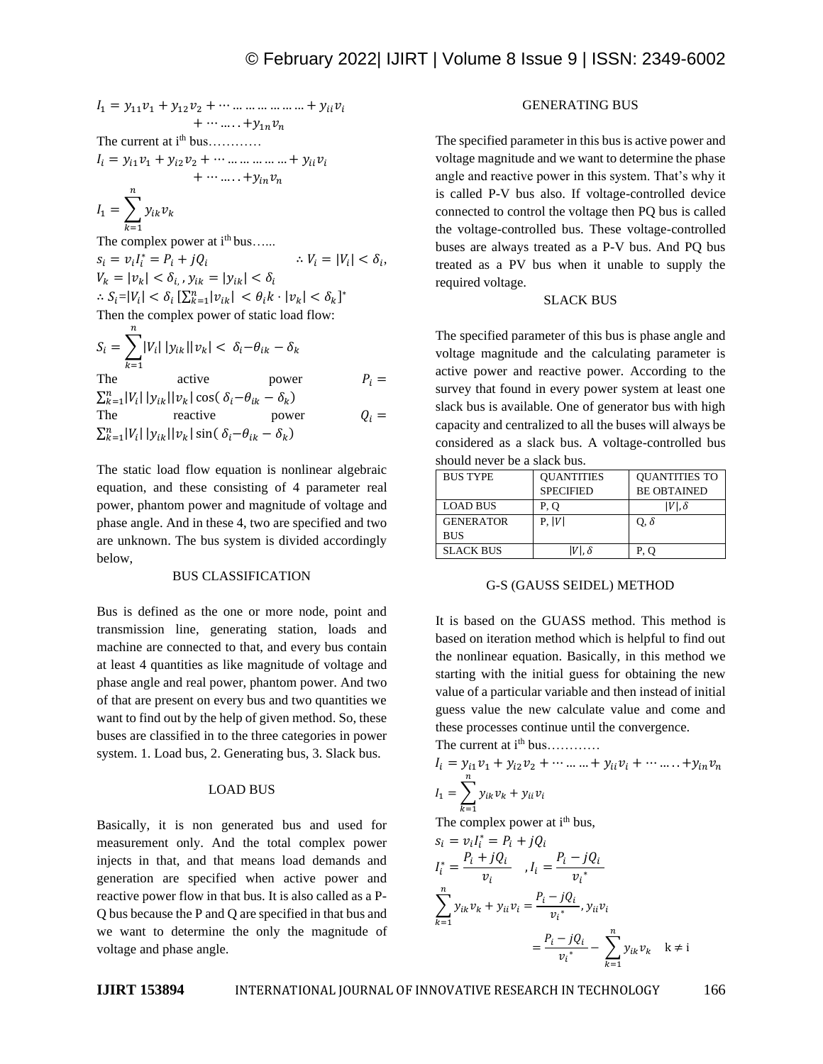$$I_1 = y_{11}v_1 + y_{12}v_2 + \cdots \ldots \ldots \ldots \ldots \ldots \ldots + y_{ii}v_i + \cdots \ldots . . + y_{1n}v_n$$

The current at i[th] bus…………

$$I_i = y_{i1}v_1 + y_{i2}v_2 + \cdots \ldots \ldots \ldots \ldots \ldots + y_{ii}v_i + \cdots \ldots . . + y_{in}v_n$$

$$I_1 = \sum_{k=1}^{n} y_{ik}v_k$$

The complex power at i[th] bus…...

$$s_i = v_i I_i^* = P_i + jQ_i \qquad \therefore V_i = |V_i| < \delta_i,$$

$$V_k = |v_k| < \delta_{i,},\ y_{ik} = |y_{ik}| < \delta_i$$

$$\therefore S_i = |V_i| < \delta_i \left[\textstyle\sum_{k=1}^{n} |v_{ik}| < \theta_i k \cdot |v_k| < \delta_k\right]^*$$

Then the complex power of static load flow:

$$S_i = \sum_{k=1}^{n} |V_i|\,|y_{ik}||v_k| < \delta_i - \theta_{ik} - \delta_k$$

The active power $P_i = \sum_{k=1}^{n} |V_i|\,|y_{ik}||v_k| \cos(\delta_i - \theta_{ik} - \delta_k)$

The reactive power $Q_i = \sum_{k=1}^{n} |V_i|\,|y_{ik}||v_k| \sin(\delta_i - \theta_{ik} - \delta_k)$

The static load flow equation is nonlinear algebraic equation, and these consisting of 4 parameter real power, phantom power and magnitude of voltage and phase angle. And in these 4, two are specified and two are unknown. The bus system is divided accordingly below,

## BUS CLASSIFICATION

Bus is defined as the one or more node, point and transmission line, generating station, loads and machine are connected to that, and every bus contain at least 4 quantities as like magnitude of voltage and phase angle and real power, phantom power. And two of that are present on every bus and two quantities we want to find out by the help of given method. So, these buses are classified in to the three categories in power system. 1. Load bus, 2. Generating bus, 3. Slack bus.

## LOAD BUS

Basically, it is non generated bus and used for measurement only. And the total complex power injects in that, and that means load demands and generation are specified when active power and reactive power flow in that bus. It is also called as a P-Q bus because the P and Q are specified in that bus and we want to determine the only the magnitude of voltage and phase angle.

## GENERATING BUS

The specified parameter in this bus is active power and voltage magnitude and we want to determine the phase angle and reactive power in this system. That's why it is called P-V bus also. If voltage-controlled device connected to control the voltage then PQ bus is called the voltage-controlled bus. These voltage-controlled buses are always treated as a P-V bus. And PQ bus treated as a PV bus when it unable to supply the required voltage.

## SLACK BUS

The specified parameter of this bus is phase angle and voltage magnitude and the calculating parameter is active power and reactive power. According to the survey that found in every power system at least one slack bus is available. One of generator bus with high capacity and centralized to all the buses will always be considered as a slack bus. A voltage-controlled bus should never be a slack bus.

| BUS TYPE | QUANTITIES SPECIFIED | QUANTITIES TO BE OBTAINED |
|---|---|---|
| LOAD BUS | P, Q | $\|V\|, \delta$ |
| GENERATOR BUS | P, $\|V\|$ | Q, $\delta$ |
| SLACK BUS | $\|V\|, \delta$ | P, Q |

## G-S (GAUSS SEIDEL) METHOD

It is based on the GUASS method. This method is based on iteration method which is helpful to find out the nonlinear equation. Basically, in this method we starting with the initial guess for obtaining the new value of a particular variable and then instead of initial guess value the new calculate value and come and these processes continue until the convergence.

The current at i[th] bus…………

$$I_i = y_{i1}v_1 + y_{i2}v_2 + \cdots \ldots \ldots + y_{ii}v_i + \cdots \ldots . . + y_{in}v_n$$

$$I_1 = \sum_{k=1}^{n} y_{ik}v_k + y_{ii}v_i$$

The complex power at i[th] bus,

$$s_i = v_i I_i^* = P_i + jQ_i$$

$$I_i^* = \frac{P_i + jQ_i}{v_i} \quad , I_i = \frac{P_i - jQ_i}{{v_i}^*}$$

$$\sum_{k=1}^{n} y_{ik}v_k + y_{ii}v_i = \frac{P_i - jQ_i}{{v_i}^*},\ y_{ii}v_i = \frac{P_i - jQ_i}{{v_i}^*} - \sum_{k=1}^{n} y_{ik}v_k \quad k \neq i$$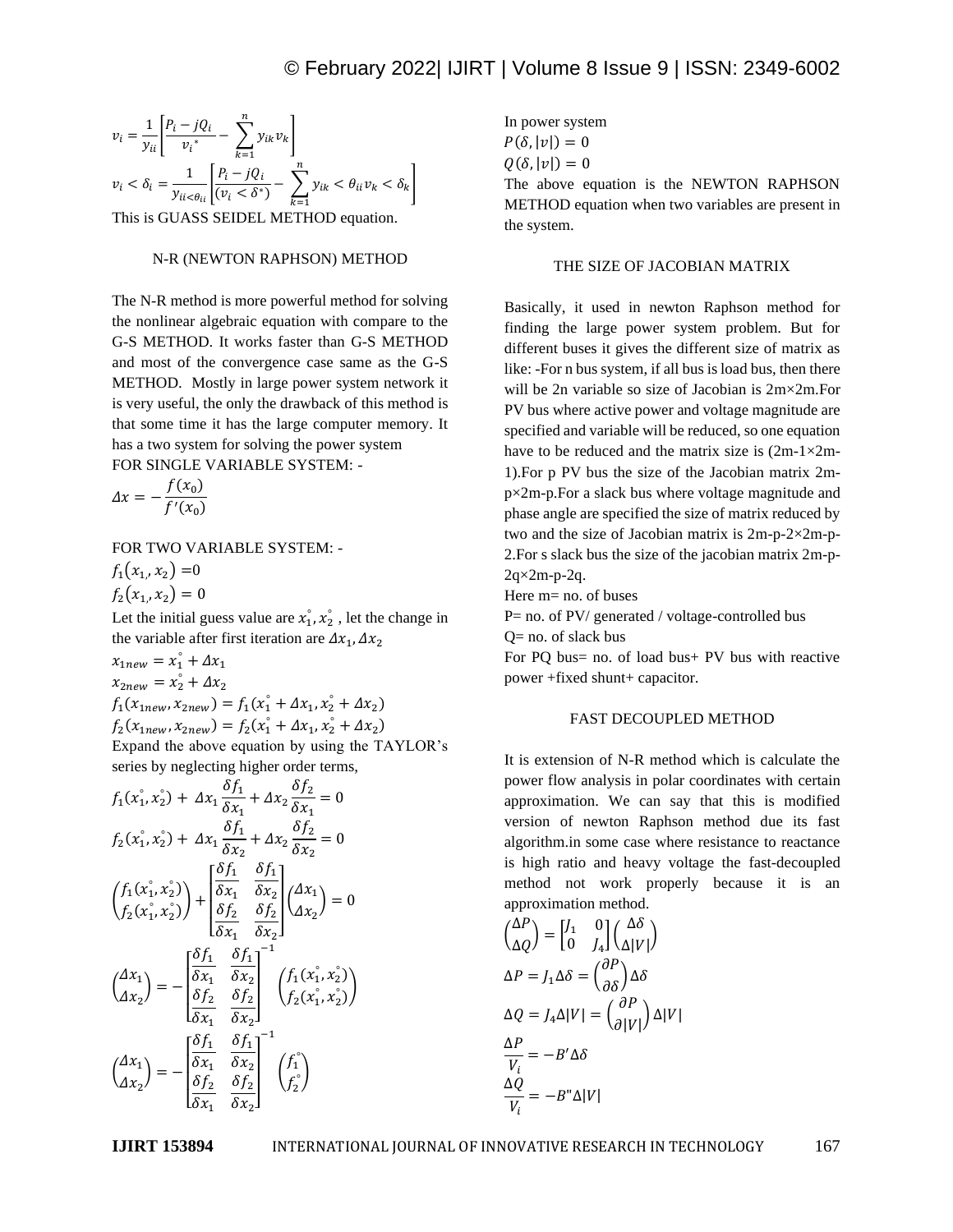$$v_i = \frac{1}{y_{ii}}\left[\frac{P_i - jQ_i}{v_i^*} - \sum_{k=1}^{n} y_{ik} v_k\right]$$

$$v_i < \delta_i = \frac{1}{y_{ii<\theta_{ii}}}\left[\frac{P_i - jQ_i}{(v_i < \delta^*)} - \sum_{k=1}^{n} y_{ik} < \theta_{ii} v_k < \delta_k\right]$$

This is GUASS SEIDEL METHOD equation.

## N-R (NEWTON RAPHSON) METHOD

The N-R method is more powerful method for solving the nonlinear algebraic equation with compare to the G-S METHOD. It works faster than G-S METHOD and most of the convergence case same as the G-S METHOD. Mostly in large power system network it is very useful, the only the drawback of this method is that some time it has the large computer memory. It has a two system for solving the power system

FOR SINGLE VARIABLE SYSTEM: -

$$\Delta x = -\frac{f(x_0)}{f'(x_0)}$$

FOR TWO VARIABLE SYSTEM: -

$$f_1(x_{1,}, x_2) = 0$$

$$f_2(x_{1,}, x_2) = 0$$

Let the initial guess value are $x_1^{\circ}, x_2^{\circ}$, let the change in the variable after first iteration are $\Delta x_1, \Delta x_2$

$$x_{1new} = x_1^{\circ} + \Delta x_1$$

$$x_{2new} = x_2^{\circ} + \Delta x_2$$

$$f_1(x_{1new}, x_{2new}) = f_1(x_1^{\circ} + \Delta x_1, x_2^{\circ} + \Delta x_2)$$

$$f_2(x_{1new}, x_{2new}) = f_2(x_1^{\circ} + \Delta x_1, x_2^{\circ} + \Delta x_2)$$

Expand the above equation by using the TAYLOR's series by neglecting higher order terms,

$$f_1(x_1^{\circ}, x_2^{\circ}) + \Delta x_1 \frac{\delta f_1}{\delta x_1} + \Delta x_2 \frac{\delta f_2}{\delta x_1} = 0$$

$$f_2(x_1^{\circ}, x_2^{\circ}) + \Delta x_1 \frac{\delta f_1}{\delta x_2} + \Delta x_2 \frac{\delta f_2}{\delta x_2} = 0$$

$$\begin{pmatrix} f_1(x_1^{\circ}, x_2^{\circ}) \\ f_2(x_1^{\circ}, x_2^{\circ}) \end{pmatrix} + \begin{bmatrix} \frac{\delta f_1}{\delta x_1} & \frac{\delta f_1}{\delta x_2} \\ \frac{\delta f_2}{\delta x_1} & \frac{\delta f_2}{\delta x_2} \end{bmatrix} \begin{pmatrix} \Delta x_1 \\ \Delta x_2 \end{pmatrix} = 0$$

$$\begin{pmatrix} \Delta x_1 \\ \Delta x_2 \end{pmatrix} = -\begin{bmatrix} \frac{\delta f_1}{\delta x_1} & \frac{\delta f_1}{\delta x_2} \\ \frac{\delta f_2}{\delta x_1} & \frac{\delta f_2}{\delta x_2} \end{bmatrix}^{-1} \begin{pmatrix} f_1(x_1^{\circ}, x_2^{\circ}) \\ f_2(x_1^{\circ}, x_2^{\circ}) \end{pmatrix}$$

$$\begin{pmatrix} \Delta x_1 \\ \Delta x_2 \end{pmatrix} = -\begin{bmatrix} \frac{\delta f_1}{\delta x_1} & \frac{\delta f_1}{\delta x_2} \\ \frac{\delta f_2}{\delta x_1} & \frac{\delta f_2}{\delta x_2} \end{bmatrix}^{-1} \begin{pmatrix} f_1^{\circ} \\ f_2^{\circ} \end{pmatrix}$$

In power system

$$P(\delta, |v|) = 0$$

$$Q(\delta, |v|) = 0$$

The above equation is the NEWTON RAPHSON METHOD equation when two variables are present in the system.

## THE SIZE OF JACOBIAN MATRIX

Basically, it used in newton Raphson method for finding the large power system problem. But for different buses it gives the different size of matrix as like: -For n bus system, if all bus is load bus, then there will be 2n variable so size of Jacobian is 2m×2m.For PV bus where active power and voltage magnitude are specified and variable will be reduced, so one equation have to be reduced and the matrix size is (2m-1×2m-1).For p PV bus the size of the Jacobian matrix 2m-p×2m-p.For a slack bus where voltage magnitude and phase angle are specified the size of matrix reduced by two and the size of Jacobian matrix is 2m-p-2×2m-p-2.For s slack bus the size of the jacobian matrix 2m-p-2q×2m-p-2q.

Here m= no. of buses

P= no. of PV/ generated / voltage-controlled bus

Q= no. of slack bus

For PQ bus= no. of load bus+ PV bus with reactive power +fixed shunt+ capacitor.

## FAST DECOUPLED METHOD

It is extension of N-R method which is calculate the power flow analysis in polar coordinates with certain approximation. We can say that this is modified version of newton Raphson method due its fast algorithm.in some case where resistance to reactance is high ratio and heavy voltage the fast-decoupled method not work properly because it is an approximation method.

$$\begin{pmatrix} \Delta P \\ \Delta Q \end{pmatrix} = \begin{bmatrix} J_1 & 0 \\ 0 & J_4 \end{bmatrix} \begin{pmatrix} \Delta\delta \\ \Delta|V| \end{pmatrix}$$

$$\Delta P = J_1 \Delta\delta = \left(\frac{\partial P}{\partial \delta}\right) \Delta\delta$$

$$\Delta Q = J_4 \Delta|V| = \left(\frac{\partial P}{\partial |V|}\right) \Delta|V|$$

$$\frac{\Delta P}{V_i} = -B' \Delta\delta$$

$$\frac{\Delta Q}{V_i} = -B'' \Delta|V|$$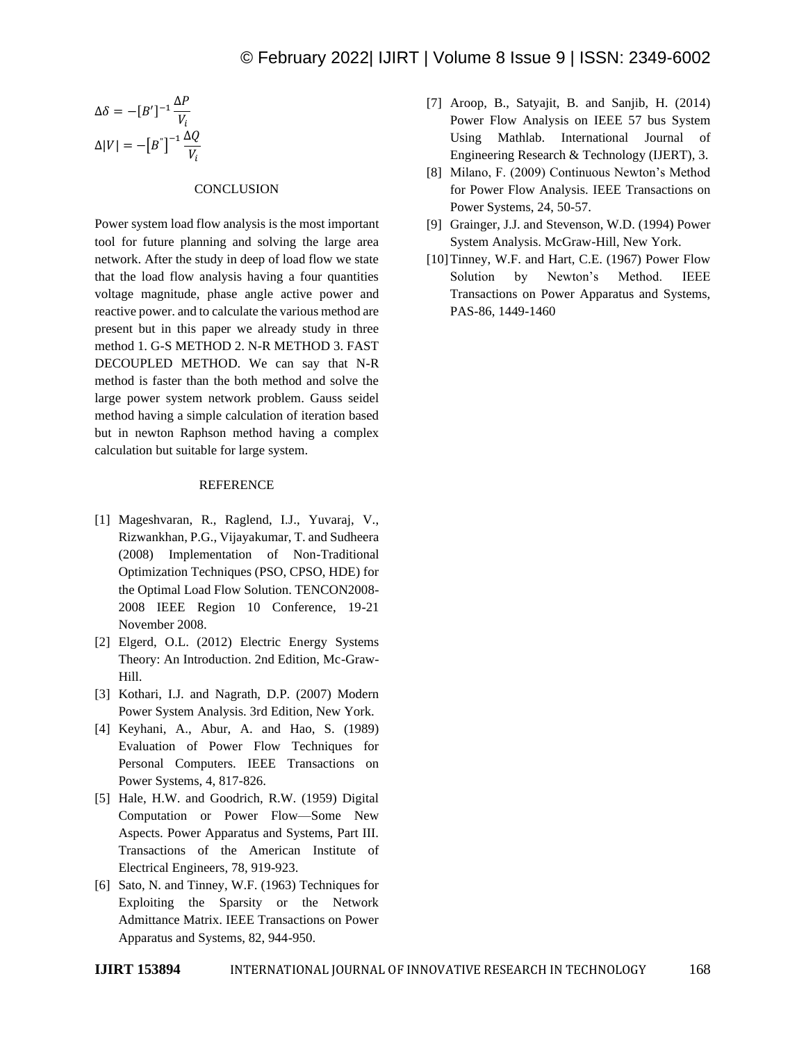$$\Delta\delta = -[B']^{-1}\frac{\Delta P}{V_i}$$

$$\Delta|V| = -[B'']^{-1}\frac{\Delta Q}{V_i}$$

## CONCLUSION

Power system load flow analysis is the most important tool for future planning and solving the large area network. After the study in deep of load flow we state that the load flow analysis having a four quantities voltage magnitude, phase angle active power and reactive power. and to calculate the various method are present but in this paper we already study in three method 1. G-S METHOD 2. N-R METHOD 3. FAST DECOUPLED METHOD. We can say that N-R method is faster than the both method and solve the large power system network problem. Gauss seidel method having a simple calculation of iteration based but in newton Raphson method having a complex calculation but suitable for large system.

## REFERENCE

[1] Mageshvaran, R., Raglend, I.J., Yuvaraj, V., Rizwankhan, P.G., Vijayakumar, T. and Sudheera (2008) Implementation of Non-Traditional Optimization Techniques (PSO, CPSO, HDE) for the Optimal Load Flow Solution. TENCON2008-2008 IEEE Region 10 Conference, 19-21 November 2008.

[2] Elgerd, O.L. (2012) Electric Energy Systems Theory: An Introduction. 2nd Edition, Mc-Graw-Hill.

[3] Kothari, I.J. and Nagrath, D.P. (2007) Modern Power System Analysis. 3rd Edition, New York.

[4] Keyhani, A., Abur, A. and Hao, S. (1989) Evaluation of Power Flow Techniques for Personal Computers. IEEE Transactions on Power Systems, 4, 817-826.

[5] Hale, H.W. and Goodrich, R.W. (1959) Digital Computation or Power Flow—Some New Aspects. Power Apparatus and Systems, Part III. Transactions of the American Institute of Electrical Engineers, 78, 919-923.

[6] Sato, N. and Tinney, W.F. (1963) Techniques for Exploiting the Sparsity or the Network Admittance Matrix. IEEE Transactions on Power Apparatus and Systems, 82, 944-950.

[7] Aroop, B., Satyajit, B. and Sanjib, H. (2014) Power Flow Analysis on IEEE 57 bus System Using Mathlab. International Journal of Engineering Research & Technology (IJERT), 3.

[8] Milano, F. (2009) Continuous Newton's Method for Power Flow Analysis. IEEE Transactions on Power Systems, 24, 50-57.

[9] Grainger, J.J. and Stevenson, W.D. (1994) Power System Analysis. McGraw-Hill, New York.

[10] Tinney, W.F. and Hart, C.E. (1967) Power Flow Solution by Newton's Method. IEEE Transactions on Power Apparatus and Systems, PAS-86, 1449-1460